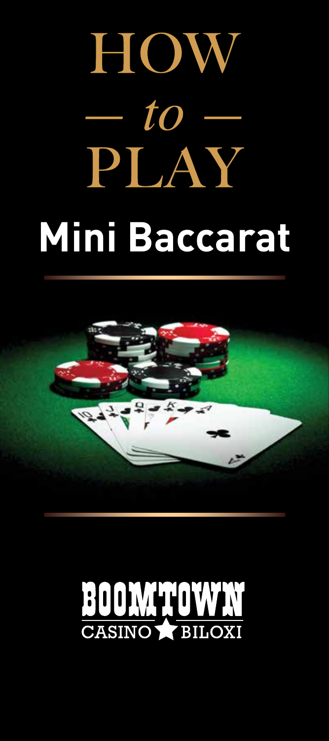# HOW — *to* — PLAY

# Mini Baccarat

BOOMTOWN
CASINO BILOXI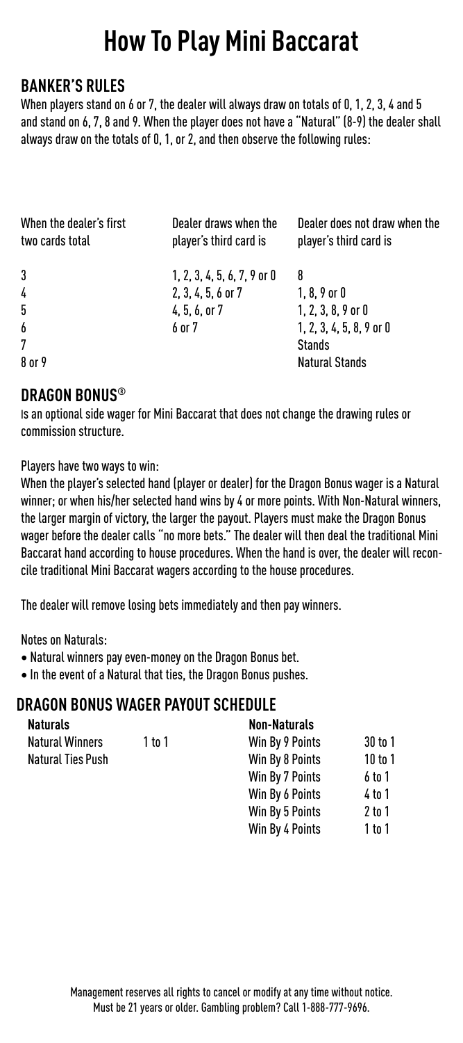# How To Play Mini Baccarat

## BANKER'S RULES

When players stand on 6 or 7, the dealer will always draw on totals of 0, 1, 2, 3, 4 and 5 and stand on 6, 7, 8 and 9. When the player does not have a "Natural" (8-9) the dealer shall always draw on the totals of 0, 1, or 2, and then observe the following rules:

| When the dealer's first two cards total | Dealer draws when the player's third card is | Dealer does not draw when the player's third card is |
|---|---|---|
| 3 | 1, 2, 3, 4, 5, 6, 7, 9 or 0 | 8 |
| 4 | 2, 3, 4, 5, 6 or 7 | 1, 8, 9 or 0 |
| 5 | 4, 5, 6, or 7 | 1, 2, 3, 8, 9 or 0 |
| 6 | 6 or 7 | 1, 2, 3, 4, 5, 8, 9 or 0 |
| 7 | | Stands |
| 8 or 9 | | Natural Stands |

## DRAGON BONUS®

Is an optional side wager for Mini Baccarat that does not change the drawing rules or commission structure.

Players have two ways to win:

When the player's selected hand (player or dealer) for the Dragon Bonus wager is a Natural winner; or when his/her selected hand wins by 4 or more points. With Non-Natural winners, the larger margin of victory, the larger the payout. Players must make the Dragon Bonus wager before the dealer calls "no more bets." The dealer will then deal the traditional Mini Baccarat hand according to house procedures. When the hand is over, the dealer will reconcile traditional Mini Baccarat wagers according to the house procedures.

The dealer will remove losing bets immediately and then pay winners.

Notes on Naturals:

- Natural winners pay even-money on the Dragon Bonus bet.
- In the event of a Natural that ties, the Dragon Bonus pushes.

## DRAGON BONUS WAGER PAYOUT SCHEDULE

| Naturals | | Non-Naturals | |
|---|---|---|---|
| Natural Winners | 1 to 1 | Win By 9 Points | 30 to 1 |
| Natural Ties Push | | Win By 8 Points | 10 to 1 |
| | | Win By 7 Points | 6 to 1 |
| | | Win By 6 Points | 4 to 1 |
| | | Win By 5 Points | 2 to 1 |
| | | Win By 4 Points | 1 to 1 |

Management reserves all rights to cancel or modify at any time without notice.
Must be 21 years or older. Gambling problem? Call 1-888-777-9696.